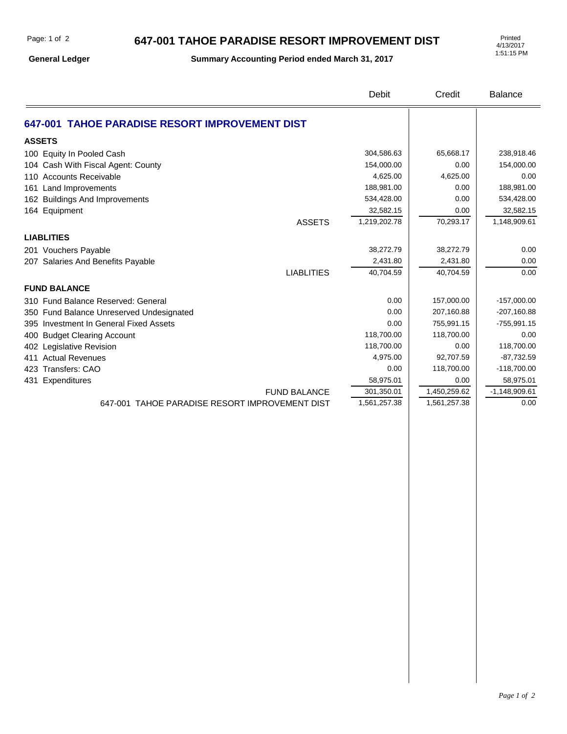# 647-001 TAHOE PARADISE RESORT IMPROVEMENT DIST

**General Ledger** | **Summary Accounting Period ended March 31, 2017**

Printed 4/13/2017 1:51:15 PM

| | Debit | Credit | Balance |
|---|---|---|---|
| **647-001 TAHOE PARADISE RESORT IMPROVEMENT DIST** | | | |
| **ASSETS** | | | |
| 100 Equity In Pooled Cash | 304,586.63 | 65,668.17 | 238,918.46 |
| 104 Cash With Fiscal Agent: County | 154,000.00 | 0.00 | 154,000.00 |
| 110 Accounts Receivable | 4,625.00 | 4,625.00 | 0.00 |
| 161 Land Improvements | 188,981.00 | 0.00 | 188,981.00 |
| 162 Buildings And Improvements | 534,428.00 | 0.00 | 534,428.00 |
| 164 Equipment | 32,582.15 | 0.00 | 32,582.15 |
| ASSETS | 1,219,202.78 | 70,293.17 | 1,148,909.61 |
| **LIABLITIES** | | | |
| 201 Vouchers Payable | 38,272.79 | 38,272.79 | 0.00 |
| 207 Salaries And Benefits Payable | 2,431.80 | 2,431.80 | 0.00 |
| LIABLITIES | 40,704.59 | 40,704.59 | 0.00 |
| **FUND BALANCE** | | | |
| 310 Fund Balance Reserved: General | 0.00 | 157,000.00 | -157,000.00 |
| 350 Fund Balance Unreserved Undesignated | 0.00 | 207,160.88 | -207,160.88 |
| 395 Investment In General Fixed Assets | 0.00 | 755,991.15 | -755,991.15 |
| 400 Budget Clearing Account | 118,700.00 | 118,700.00 | 0.00 |
| 402 Legislative Revision | 118,700.00 | 0.00 | 118,700.00 |
| 411 Actual Revenues | 4,975.00 | 92,707.59 | -87,732.59 |
| 423 Transfers: CAO | 0.00 | 118,700.00 | -118,700.00 |
| 431 Expenditures | 58,975.01 | 0.00 | 58,975.01 |
| FUND BALANCE | 301,350.01 | 1,450,259.62 | -1,148,909.61 |
| 647-001 TAHOE PARADISE RESORT IMPROVEMENT DIST | 1,561,257.38 | 1,561,257.38 | 0.00 |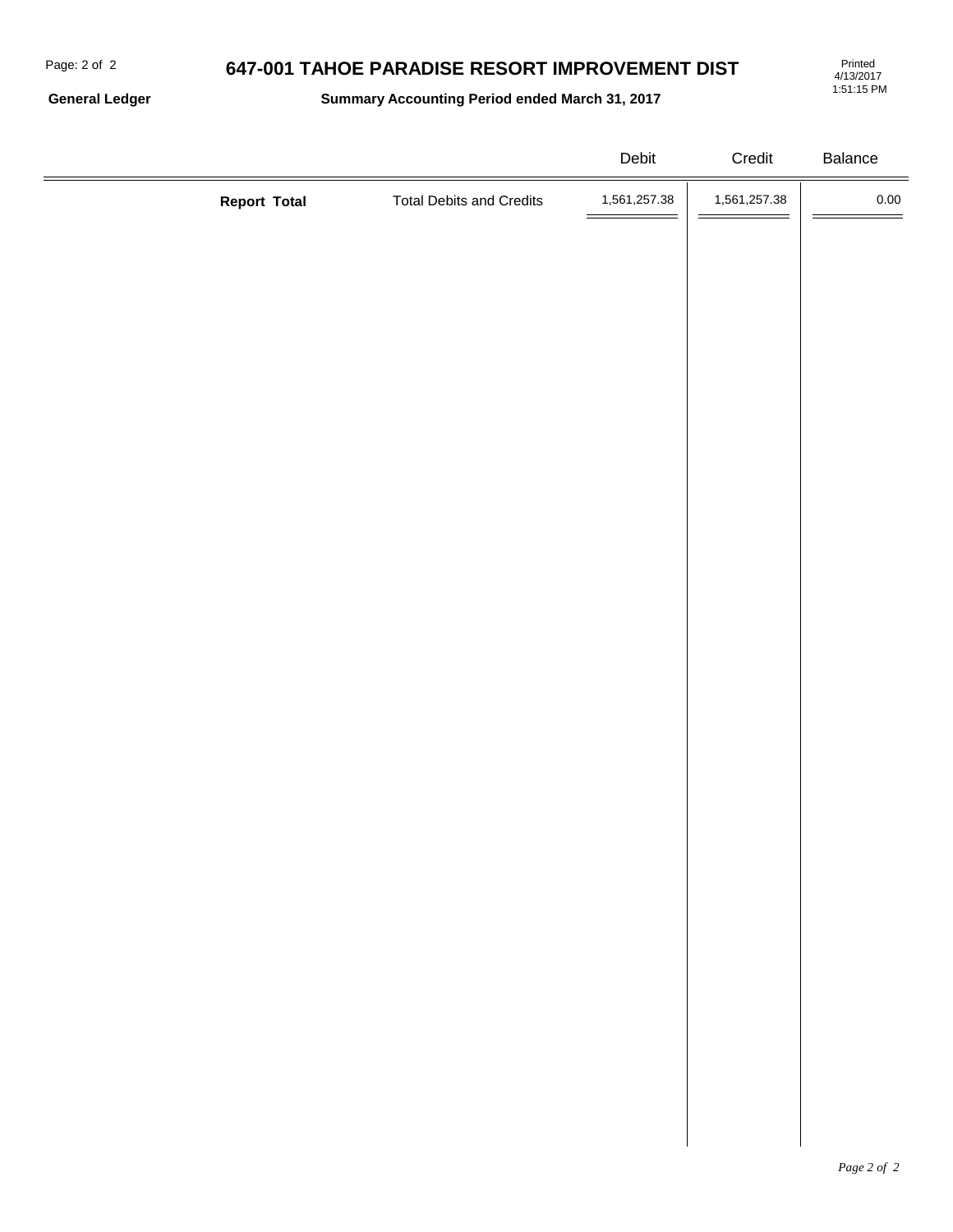# 647-001 TAHOE PARADISE RESORT IMPROVEMENT DIST

**General Ledger**

**Summary Accounting Period ended March 31, 2017**

Printed 4/13/2017 1:51:15 PM

| | | Debit | Credit | Balance |
|---|---|---|---|---|
| **Report Total** | Total Debits and Credits | 1,561,257.38 | 1,561,257.38 | 0.00 |